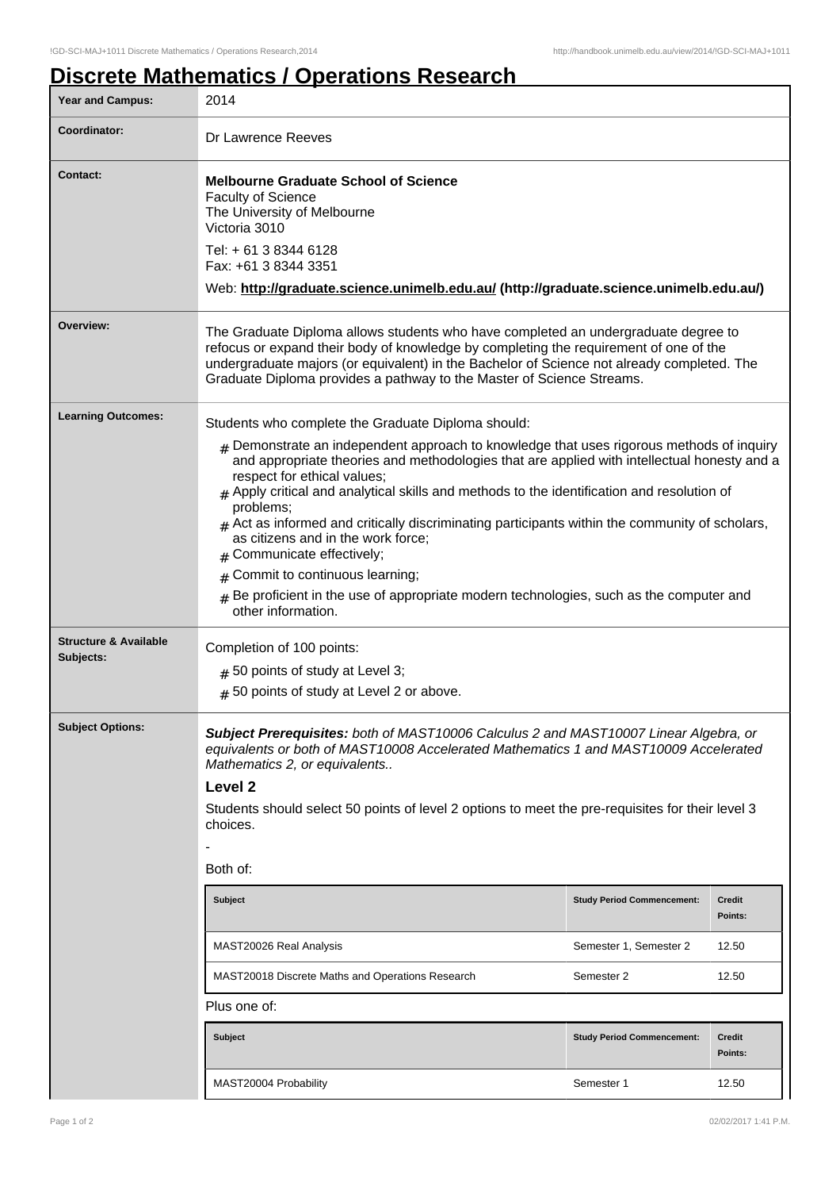# Discrete Mathematics / Operations Research

| Year and Campus: | 2014 |
|---|---|
| Coordinator: | Dr Lawrence Reeves |
| Contact: | **Melbourne Graduate School of Science**<br>Faculty of Science<br>The University of Melbourne<br>Victoria 3010<br>Tel: + 61 3 8344 6128<br>Fax: +61 3 8344 3351<br>Web: **http://graduate.science.unimelb.edu.au/ (http://graduate.science.unimelb.edu.au/)** |
| Overview: | The Graduate Diploma allows students who have completed an undergraduate degree to refocus or expand their body of knowledge by completing the requirement of one of the undergraduate majors (or equivalent) in the Bachelor of Science not already completed. The Graduate Diploma provides a pathway to the Master of Science Streams. |
| Learning Outcomes: | Students who complete the Graduate Diploma should:<br># Demonstrate an independent approach to knowledge that uses rigorous methods of inquiry and appropriate theories and methodologies that are applied with intellectual honesty and a respect for ethical values;<br># Apply critical and analytical skills and methods to the identification and resolution of problems;<br># Act as informed and critically discriminating participants within the community of scholars, as citizens and in the work force;<br># Communicate effectively;<br># Commit to continuous learning;<br># Be proficient in the use of appropriate modern technologies, such as the computer and other information. |
| Structure & Available Subjects: | Completion of 100 points:<br># 50 points of study at Level 3;<br># 50 points of study at Level 2 or above. |
| Subject Options: | ***Subject Prerequisites:*** *both of MAST10006 Calculus 2 and MAST10007 Linear Algebra, or equivalents or both of MAST10008 Accelerated Mathematics 1 and MAST10009 Accelerated Mathematics 2, or equivalents..* |

**Level 2**

Students should select 50 points of level 2 options to meet the pre-requisites for their level 3 choices.

-

Both of:

| Subject | Study Period Commencement: | Credit Points: |
|---|---|---|
| MAST20026 Real Analysis | Semester 1, Semester 2 | 12.50 |
| MAST20018 Discrete Maths and Operations Research | Semester 2 | 12.50 |

Plus one of:

| Subject | Study Period Commencement: | Credit Points: |
|---|---|---|
| MAST20004 Probability | Semester 1 | 12.50 |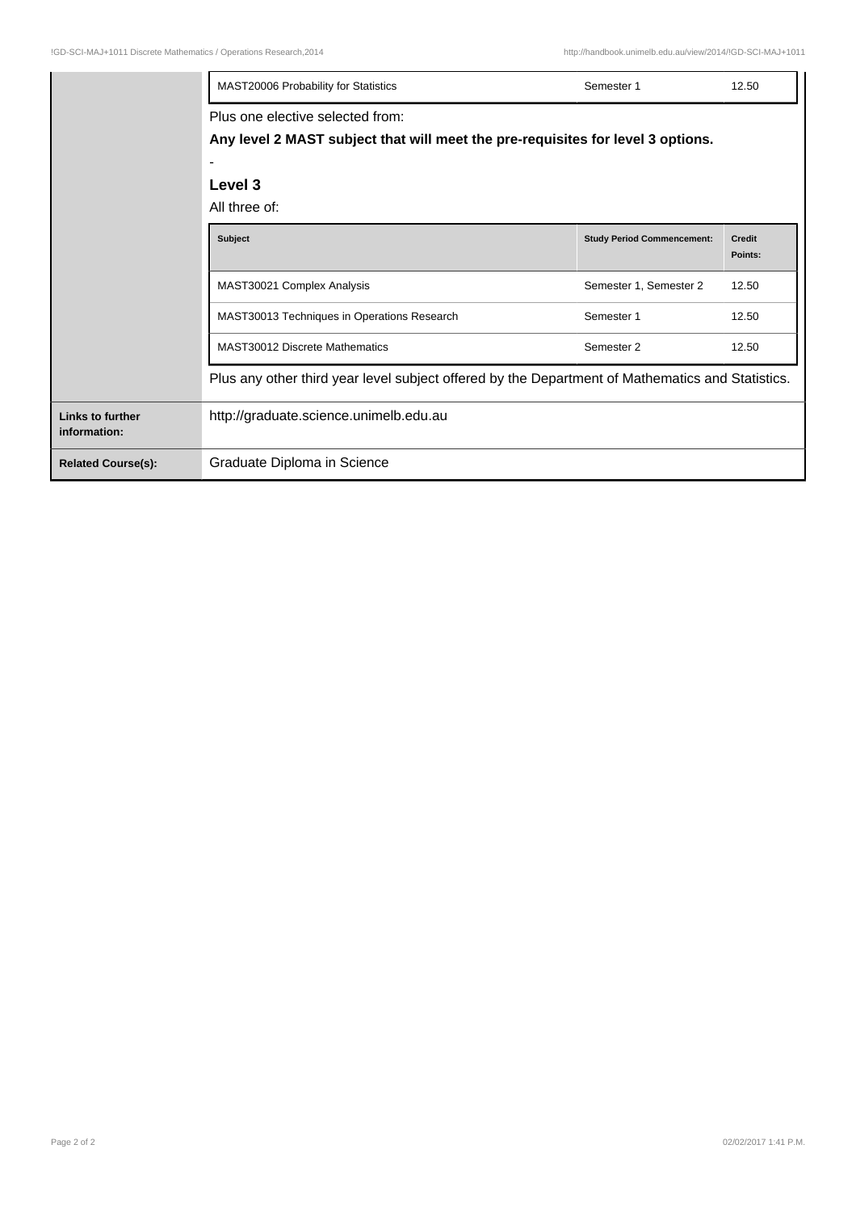| | | |
|---|---|---|
| MAST20006 Probability for Statistics | Semester 1 | 12.50 |

Plus one elective selected from:

**Any level 2 MAST subject that will meet the pre-requisites for level 3 options.**

-

### Level 3

All three of:

| Subject | Study Period Commencement: | Credit Points: |
|---|---|---|
| MAST30021 Complex Analysis | Semester 1, Semester 2 | 12.50 |
| MAST30013 Techniques in Operations Research | Semester 1 | 12.50 |
| MAST30012 Discrete Mathematics | Semester 2 | 12.50 |

Plus any other third year level subject offered by the Department of Mathematics and Statistics.

| | |
|---|---|
| **Links to further information:** | http://graduate.science.unimelb.edu.au |
| **Related Course(s):** | Graduate Diploma in Science |